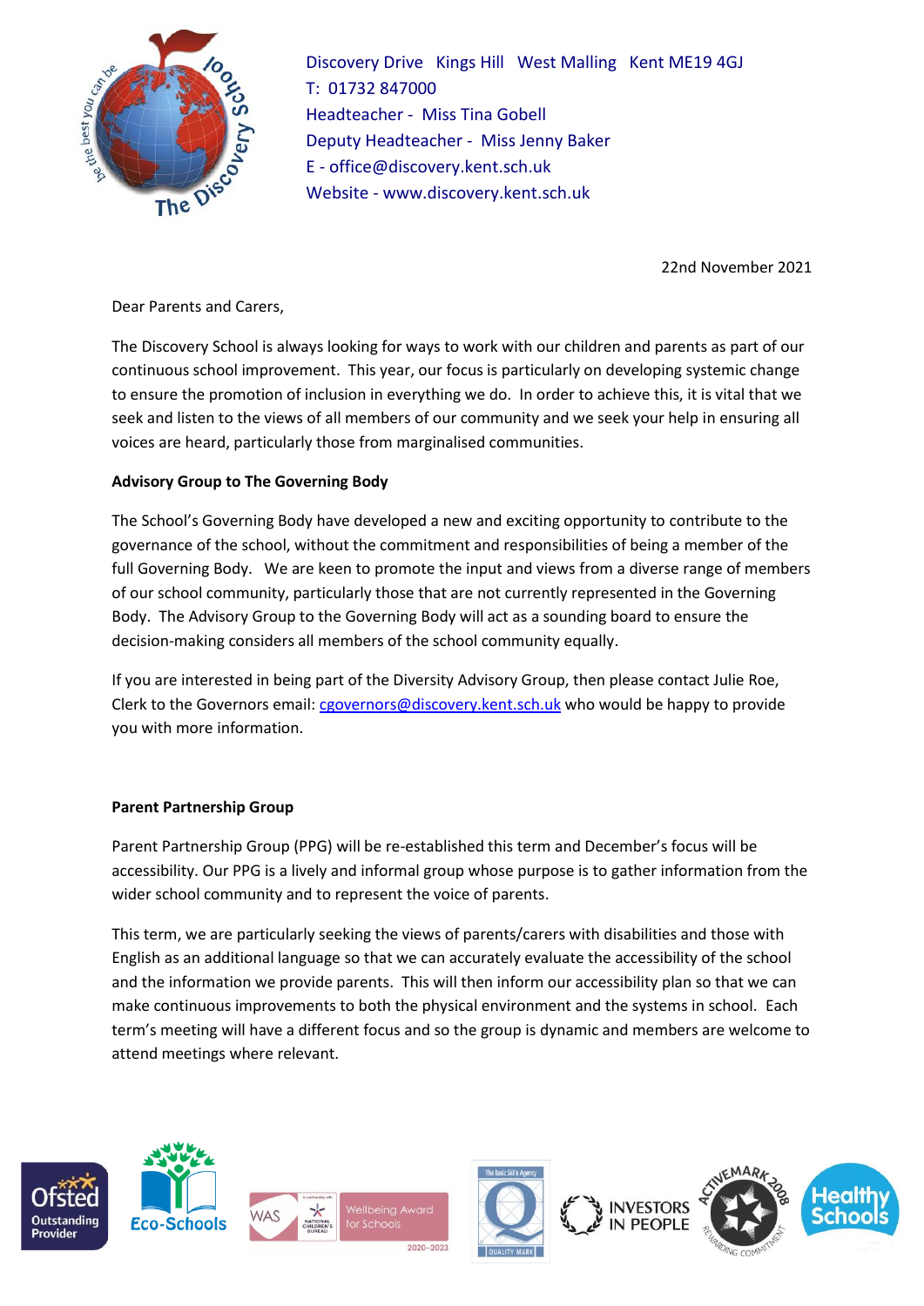Discovery Drive Kings Hill West Malling Kent ME19 4GJ
T: 01732 847000
Headteacher - Miss Tina Gobell
Deputy Headteacher - Miss Jenny Baker
E - office@discovery.kent.sch.uk
Website - www.discovery.kent.sch.uk

22nd November 2021

Dear Parents and Carers,

The Discovery School is always looking for ways to work with our children and parents as part of our continuous school improvement. This year, our focus is particularly on developing systemic change to ensure the promotion of inclusion in everything we do. In order to achieve this, it is vital that we seek and listen to the views of all members of our community and we seek your help in ensuring all voices are heard, particularly those from marginalised communities.

**Advisory Group to The Governing Body**

The School's Governing Body have developed a new and exciting opportunity to contribute to the governance of the school, without the commitment and responsibilities of being a member of the full Governing Body. We are keen to promote the input and views from a diverse range of members of our school community, particularly those that are not currently represented in the Governing Body. The Advisory Group to the Governing Body will act as a sounding board to ensure the decision-making considers all members of the school community equally.

If you are interested in being part of the Diversity Advisory Group, then please contact Julie Roe, Clerk to the Governors email: cgovernors@discovery.kent.sch.uk who would be happy to provide you with more information.

**Parent Partnership Group**

Parent Partnership Group (PPG) will be re-established this term and December's focus will be accessibility. Our PPG is a lively and informal group whose purpose is to gather information from the wider school community and to represent the voice of parents.

This term, we are particularly seeking the views of parents/carers with disabilities and those with English as an additional language so that we can accurately evaluate the accessibility of the school and the information we provide parents. This will then inform our accessibility plan so that we can make continuous improvements to both the physical environment and the systems in school. Each term's meeting will have a different focus and so the group is dynamic and members are welcome to attend meetings where relevant.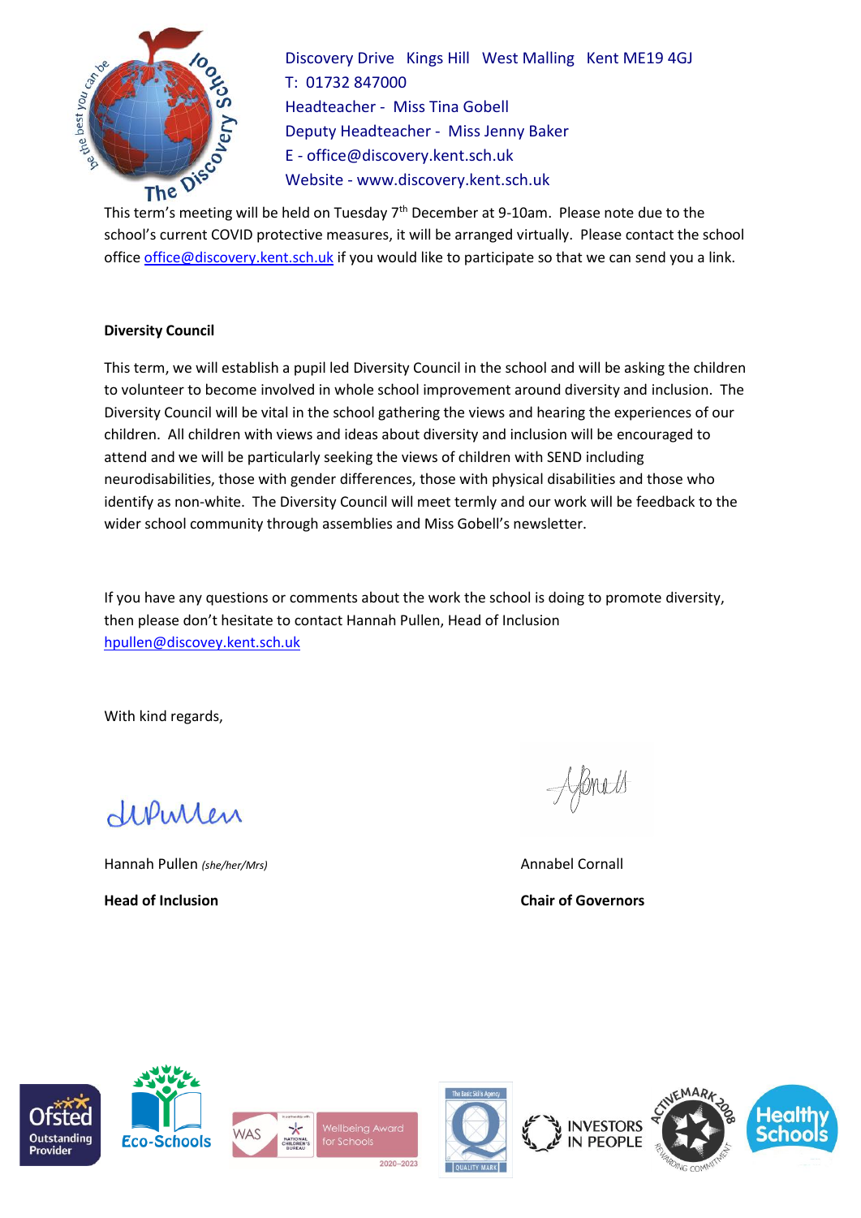Discovery Drive Kings Hill West Malling Kent ME19 4GJ
T: 01732 847000
Headteacher - Miss Tina Gobell
Deputy Headteacher - Miss Jenny Baker
E - office@discovery.kent.sch.uk
Website - www.discovery.kent.sch.uk

This term's meeting will be held on Tuesday 7th December at 9-10am. Please note due to the school's current COVID protective measures, it will be arranged virtually. Please contact the school office office@discovery.kent.sch.uk if you would like to participate so that we can send you a link.

**Diversity Council**

This term, we will establish a pupil led Diversity Council in the school and will be asking the children to volunteer to become involved in whole school improvement around diversity and inclusion. The Diversity Council will be vital in the school gathering the views and hearing the experiences of our children. All children with views and ideas about diversity and inclusion will be encouraged to attend and we will be particularly seeking the views of children with SEND including neurodisabilities, those with gender differences, those with physical disabilities and those who identify as non-white. The Diversity Council will meet termly and our work will be feedback to the wider school community through assemblies and Miss Gobell's newsletter.

If you have any questions or comments about the work the school is doing to promote diversity, then please don't hesitate to contact Hannah Pullen, Head of Inclusion hpullen@discovey.kent.sch.uk

With kind regards,

Hannah Pullen *(she/her/Mrs)*

**Head of Inclusion**

Annabel Cornall

**Chair of Governors**